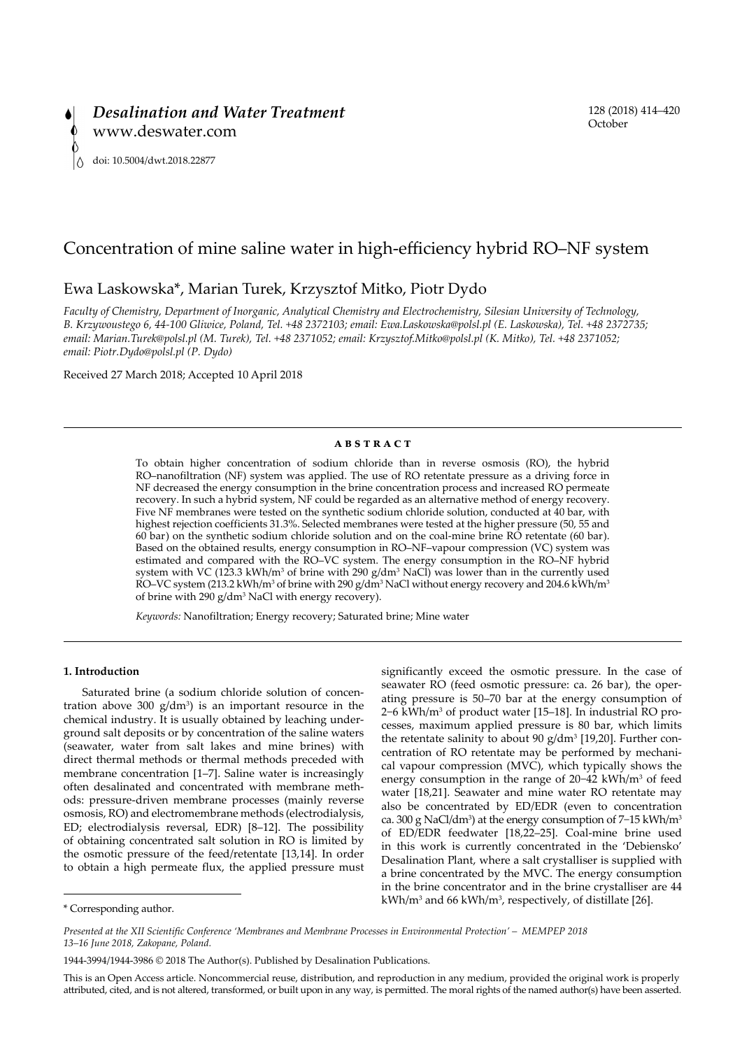# Concentration of mine saline water in high-efficiency hybrid RO–NF system

Ewa Laskowska*, Marian Turek, Krzysztof Mitko, Piotr Dydo

*Faculty of Chemistry, Department of Inorganic, Analytical Chemistry and Electrochemistry, Silesian University of Technology, B. Krzywoustego 6, 44-100 Gliwice, Poland, Tel. +48 2372103; email: Ewa.Laskowska@polsl.pl (E. Laskowska), Tel. +48 2372735; email: Marian.Turek@polsl.pl (M. Turek), Tel. +48 2371052; email: Krzysztof.Mitko@polsl.pl (K. Mitko), Tel. +48 2371052; email: Piotr.Dydo@polsl.pl (P. Dydo)*

Received 27 March 2018; Accepted 10 April 2018

## ABSTRACT

To obtain higher concentration of sodium chloride than in reverse osmosis (RO), the hybrid RO–nanofiltration (NF) system was applied. The use of RO retentate pressure as a driving force in NF decreased the energy consumption in the brine concentration process and increased RO permeate recovery. In such a hybrid system, NF could be regarded as an alternative method of energy recovery. Five NF membranes were tested on the synthetic sodium chloride solution, conducted at 40 bar, with highest rejection coefficients 31.3%. Selected membranes were tested at the higher pressure (50, 55 and 60 bar) on the synthetic sodium chloride solution and on the coal-mine brine RO retentate (60 bar). Based on the obtained results, energy consumption in RO–NF–vapour compression (VC) system was estimated and compared with the RO–VC system. The energy consumption in the RO–NF hybrid system with VC (123.3 kWh/m$^3$ of brine with 290 g/dm$^3$ NaCl) was lower than in the currently used RO–VC system (213.2 kWh/m$^3$ of brine with 290 g/dm$^3$ NaCl without energy recovery and 204.6 kWh/m$^3$ of brine with 290 g/dm$^3$ NaCl with energy recovery).

*Keywords:* Nanofiltration; Energy recovery; Saturated brine; Mine water

## 1. Introduction

Saturated brine (a sodium chloride solution of concentration above 300 g/dm$^3$) is an important resource in the chemical industry. It is usually obtained by leaching underground salt deposits or by concentration of the saline waters (seawater, water from salt lakes and mine brines) with direct thermal methods or thermal methods preceded with membrane concentration [1–7]. Saline water is increasingly often desalinated and concentrated with membrane methods: pressure-driven membrane processes (mainly reverse osmosis, RO) and electromembrane methods (electrodialysis, ED; electrodialysis reversal, EDR) [8–12]. The possibility of obtaining concentrated salt solution in RO is limited by the osmotic pressure of the feed/retentate [13,14]. In order to obtain a high permeate flux, the applied pressure must significantly exceed the osmotic pressure. In the case of seawater RO (feed osmotic pressure: ca. 26 bar), the operating pressure is 50–70 bar at the energy consumption of 2–6 kWh/m$^3$ of product water [15–18]. In industrial RO processes, maximum applied pressure is 80 bar, which limits the retentate salinity to about 90 g/dm$^3$ [19,20]. Further concentration of RO retentate may be performed by mechanical vapour compression (MVC), which typically shows the energy consumption in the range of 20–42 kWh/m$^3$ of feed water [18,21]. Seawater and mine water RO retentate may also be concentrated by ED/EDR (even to concentration ca. 300 g NaCl/dm$^3$) at the energy consumption of 7–15 kWh/m$^3$ of ED/EDR feedwater [18,22–25]. Coal-mine brine used in this work is currently concentrated in the 'Debiensko' Desalination Plant, where a salt crystalliser is supplied with a brine concentrated by the MVC. The energy consumption in the brine concentrator and in the brine crystalliser are 44 kWh/m$^3$ and 66 kWh/m$^3$, respectively, of distillate [26].

\* Corresponding author.

*Presented at the XII Scientific Conference 'Membranes and Membrane Processes in Environmental Protection' – MEMPEP 2018 13–16 June 2018, Zakopane, Poland.*

1944-3994/1944-3986 © 2018 The Author(s). Published by Desalination Publications.

This is an Open Access article. Noncommercial reuse, distribution, and reproduction in any medium, provided the original work is properly attributed, cited, and is not altered, transformed, or built upon in any way, is permitted. The moral rights of the named author(s) have been asserted.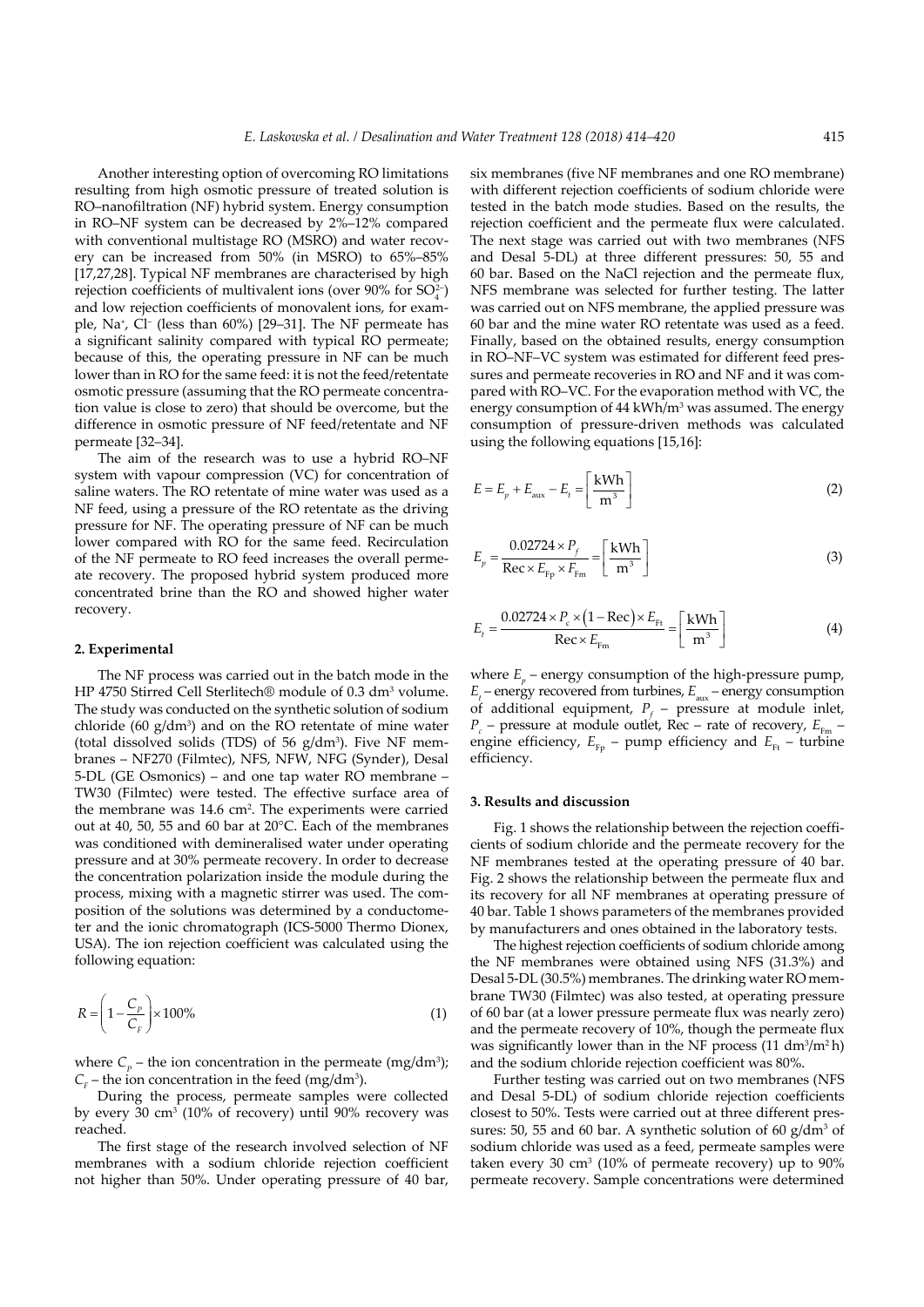Another interesting option of overcoming RO limitations resulting from high osmotic pressure of treated solution is RO–nanofiltration (NF) hybrid system. Energy consumption in RO–NF system can be decreased by 2%–12% compared with conventional multistage RO (MSRO) and water recovery can be increased from 50% (in MSRO) to 65%–85% [17,27,28]. Typical NF membranes are characterised by high rejection coefficients of multivalent ions (over 90% for $SO_4^{2-}$) and low rejection coefficients of monovalent ions, for example, $Na^+$, $Cl^-$ (less than 60%) [29–31]. The NF permeate has a significant salinity compared with typical RO permeate; because of this, the operating pressure in NF can be much lower than in RO for the same feed: it is not the feed/retentate osmotic pressure (assuming that the RO permeate concentration value is close to zero) that should be overcome, but the difference in osmotic pressure of NF feed/retentate and NF permeate [32–34].

The aim of the research was to use a hybrid RO–NF system with vapour compression (VC) for concentration of saline waters. The RO retentate of mine water was used as a NF feed, using a pressure of the RO retentate as the driving pressure for NF. The operating pressure of NF can be much lower compared with RO for the same feed. Recirculation of the NF permeate to RO feed increases the overall permeate recovery. The proposed hybrid system produced more concentrated brine than the RO and showed higher water recovery.

## 2. Experimental

The NF process was carried out in the batch mode in the HP 4750 Stirred Cell Sterlitech® module of 0.3 dm$^3$ volume. The study was conducted on the synthetic solution of sodium chloride (60 g/dm$^3$) and on the RO retentate of mine water (total dissolved solids (TDS) of 56 g/dm$^3$). Five NF membranes – NF270 (Filmtec), NFS, NFW, NFG (Synder), Desal 5-DL (GE Osmonics) – and one tap water RO membrane – TW30 (Filmtec) were tested. The effective surface area of the membrane was 14.6 cm$^2$. The experiments were carried out at 40, 50, 55 and 60 bar at 20°C. Each of the membranes was conditioned with demineralised water under operating pressure and at 30% permeate recovery. In order to decrease the concentration polarization inside the module during the process, mixing with a magnetic stirrer was used. The composition of the solutions was determined by a conductometer and the ionic chromatograph (ICS-5000 Thermo Dionex, USA). The ion rejection coefficient was calculated using the following equation:

$$R = \left(1 - \frac{C_p}{C_F}\right) \times 100\% \tag{1}$$

where $C_p$ – the ion concentration in the permeate (mg/dm$^3$); $C_F$ – the ion concentration in the feed (mg/dm$^3$).

During the process, permeate samples were collected by every 30 cm$^3$ (10% of recovery) until 90% recovery was reached.

The first stage of the research involved selection of NF membranes with a sodium chloride rejection coefficient not higher than 50%. Under operating pressure of 40 bar, six membranes (five NF membranes and one RO membrane) with different rejection coefficients of sodium chloride were tested in the batch mode studies. Based on the results, the rejection coefficient and the permeate flux were calculated. The next stage was carried out with two membranes (NFS and Desal 5-DL) at three different pressures: 50, 55 and 60 bar. Based on the NaCl rejection and the permeate flux, NFS membrane was selected for further testing. The latter was carried out on NFS membrane, the applied pressure was 60 bar and the mine water RO retentate was used as a feed. Finally, based on the obtained results, energy consumption in RO–NF–VC system was estimated for different feed pressures and permeate recoveries in RO and NF and it was compared with RO–VC. For the evaporation method with VC, the energy consumption of 44 kWh/m$^3$ was assumed. The energy consumption of pressure-driven methods was calculated using the following equations [15,16]:

$$E = E_p + E_{\text{aux}} - E_t = \left[\frac{\text{kWh}}{\text{m}^3}\right] \tag{2}$$

$$E_p = \frac{0.02724 \times P_f}{\text{Rec} \times E_{\text{Fp}} \times F_{\text{Fm}}} = \left[\frac{\text{kWh}}{\text{m}^3}\right] \tag{3}$$

$$E_t = \frac{0.02724 \times P_c \times (1 - \text{Rec}) \times E_{\text{Ft}}}{\text{Rec} \times E_{\text{Fm}}} = \left[\frac{\text{kWh}}{\text{m}^3}\right] \tag{4}$$

where $E_p$ – energy consumption of the high-pressure pump, $E_t$ – energy recovered from turbines, $E_{\text{aux}}$ – energy consumption of additional equipment, $P_f$ – pressure at module inlet, $P_c$ – pressure at module outlet, Rec – rate of recovery, $E_{\text{Fm}}$ – engine efficiency, $E_{\text{Fp}}$ – pump efficiency and $E_{\text{Ft}}$ – turbine efficiency.

## 3. Results and discussion

Fig. 1 shows the relationship between the rejection coefficients of sodium chloride and the permeate recovery for the NF membranes tested at the operating pressure of 40 bar. Fig. 2 shows the relationship between the permeate flux and its recovery for all NF membranes at operating pressure of 40 bar. Table 1 shows parameters of the membranes provided by manufacturers and ones obtained in the laboratory tests.

The highest rejection coefficients of sodium chloride among the NF membranes were obtained using NFS (31.3%) and Desal 5-DL (30.5%) membranes. The drinking water RO membrane TW30 (Filmtec) was also tested, at operating pressure of 60 bar (at a lower pressure permeate flux was nearly zero) and the permeate recovery of 10%, though the permeate flux was significantly lower than in the NF process (11 dm$^3$/m$^2$ h) and the sodium chloride rejection coefficient was 80%.

Further testing was carried out on two membranes (NFS and Desal 5-DL) of sodium chloride rejection coefficients closest to 50%. Tests were carried out at three different pressures: 50, 55 and 60 bar. A synthetic solution of 60 g/dm$^3$ of sodium chloride was used as a feed, permeate samples were taken every 30 cm$^3$ (10% of permeate recovery) up to 90% permeate recovery. Sample concentrations were determined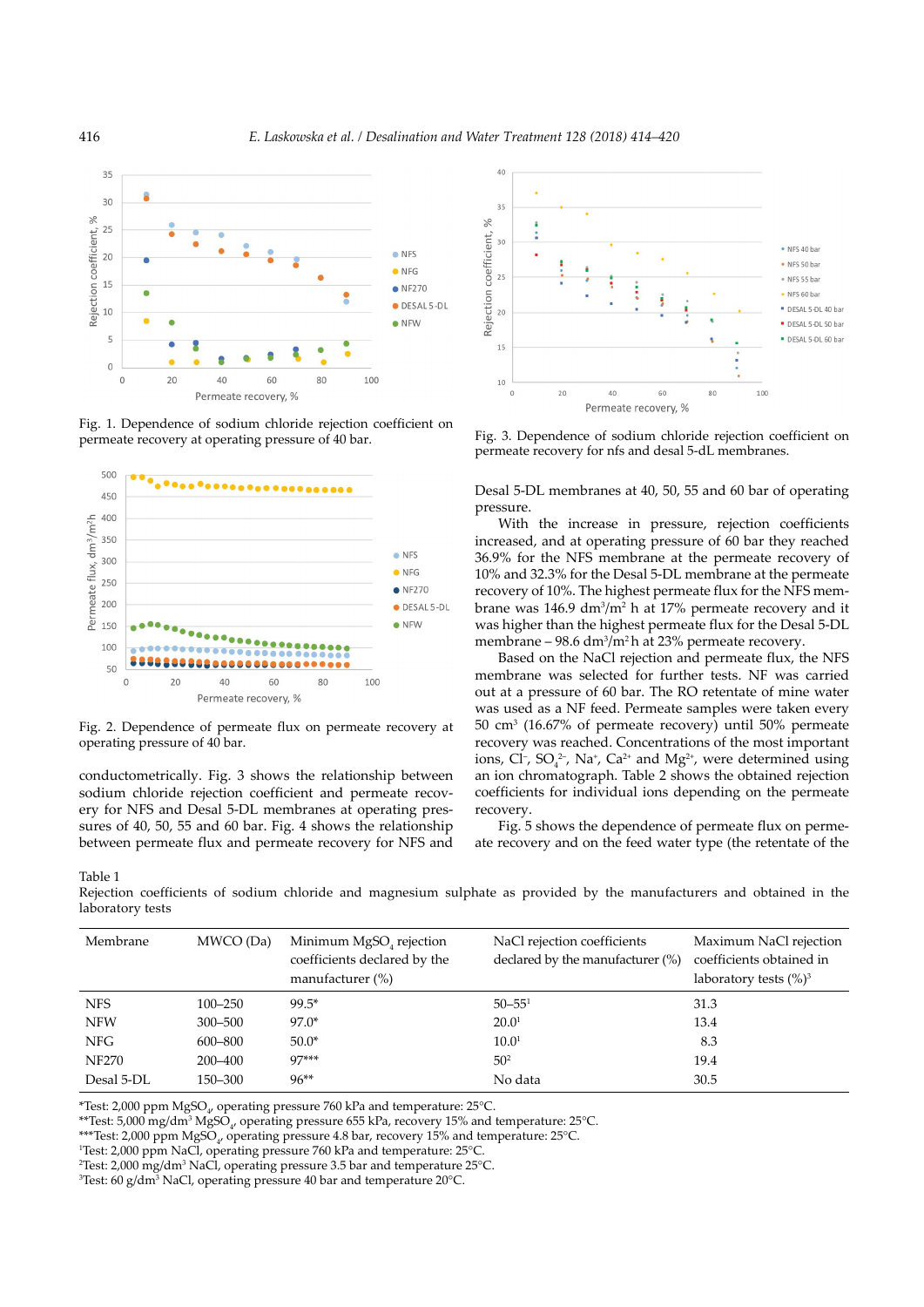Fig. 1. Dependence of sodium chloride rejection coefficient on permeate recovery at operating pressure of 40 bar.

Fig. 2. Dependence of permeate flux on permeate recovery at operating pressure of 40 bar.

conductometrically. Fig. 3 shows the relationship between sodium chloride rejection coefficient and permeate recovery for NFS and Desal 5-DL membranes at operating pressures of 40, 50, 55 and 60 bar. Fig. 4 shows the relationship between permeate flux and permeate recovery for NFS and Desal 5-DL membranes at 40, 50, 55 and 60 bar of operating pressure.

Fig. 3. Dependence of sodium chloride rejection coefficient on permeate recovery for nfs and desal 5-dL membranes.

With the increase in pressure, rejection coefficients increased, and at operating pressure of 60 bar they reached 36.9% for the NFS membrane at the permeate recovery of 10% and 32.3% for the Desal 5-DL membrane at the permeate recovery of 10%. The highest permeate flux for the NFS membrane was 146.9 dm³/m² h at 17% permeate recovery and it was higher than the highest permeate flux for the Desal 5-DL membrane – 98.6 dm³/m²h at 23% permeate recovery.

Based on the NaCl rejection and permeate flux, the NFS membrane was selected for further tests. NF was carried out at a pressure of 60 bar. The RO retentate of mine water was used as a NF feed. Permeate samples were taken every 50 cm³ (16.67% of permeate recovery) until 50% permeate recovery was reached. Concentrations of the most important ions, $Cl^-$, $SO_4^{2-}$, $Na^+$, $Ca^{2+}$ and $Mg^{2+}$, were determined using an ion chromatograph. Table 2 shows the obtained rejection coefficients for individual ions depending on the permeate recovery.

Fig. 5 shows the dependence of permeate flux on permeate recovery and on the feed water type (the retentate of the

Table 1
Rejection coefficients of sodium chloride and magnesium sulphate as provided by the manufacturers and obtained in the laboratory tests

| Membrane | MWCO (Da) | Minimum $MgSO_4$ rejection coefficients declared by the manufacturer (%) | NaCl rejection coefficients declared by the manufacturer (%) | Maximum NaCl rejection coefficients obtained in laboratory tests (%)[3] |
|---|---|---|---|---|
| NFS | 100–250 | 99.5* | 50–55[1] | 31.3 |
| NFW | 300–500 | 97.0* | 20.0[1] | 13.4 |
| NFG | 600–800 | 50.0* | 10.0[1] | 8.3 |
| NF270 | 200–400 | 97*** | 50[2] | 19.4 |
| Desal 5-DL | 150–300 | 96** | No data | 30.5 |

*Test: 2,000 ppm $MgSO_4$, operating pressure 760 kPa and temperature: 25°C.
**Test: 5,000 mg/dm³ $MgSO_4$, operating pressure 655 kPa, recovery 15% and temperature: 25°C.
***Test: 2,000 ppm $MgSO_4$, operating pressure 4.8 bar, recovery 15% and temperature: 25°C.
[1]Test: 2,000 ppm NaCl, operating pressure 760 kPa and temperature: 25°C.
[2]Test: 2,000 mg/dm³ NaCl, operating pressure 3.5 bar and temperature 25°C.
[3]Test: 60 g/dm³ NaCl, operating pressure 40 bar and temperature 20°C.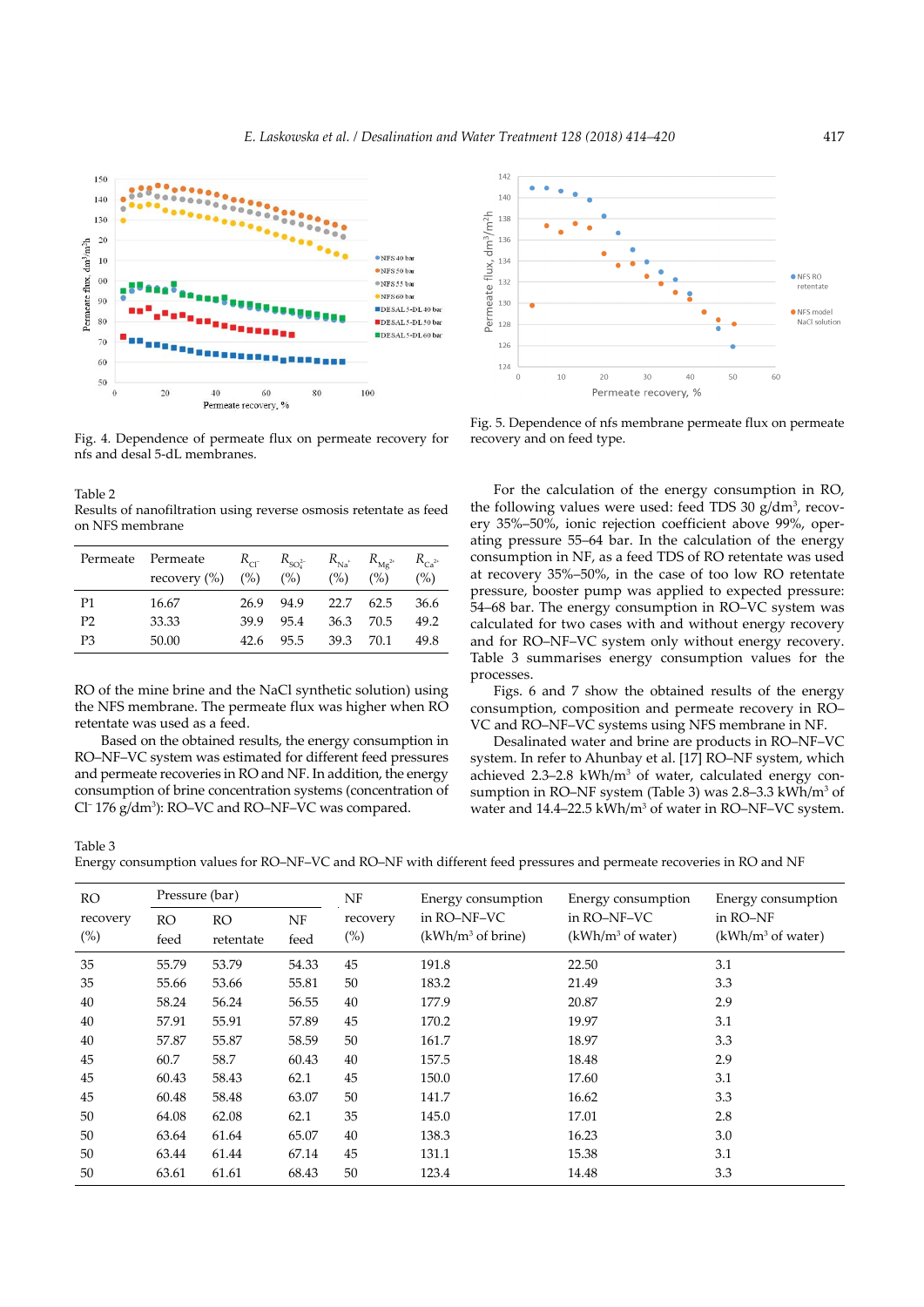Fig. 4. Dependence of permeate flux on permeate recovery for nfs and desal 5-dL membranes.

Fig. 5. Dependence of nfs membrane permeate flux on permeate recovery and on feed type.

Table 2
Results of nanofiltration using reverse osmosis retentate as feed on NFS membrane

| Permeate | Permeate recovery (%) | $R_{Cl^-}$ (%) | $R_{SO_4^{2-}}$ (%) | $R_{Na^+}$ (%) | $R_{Mg^{2+}}$ (%) | $R_{Ca^{2+}}$ (%) |
|---|---|---|---|---|---|---|
| P1 | 16.67 | 26.9 | 94.9 | 22.7 | 62.5 | 36.6 |
| P2 | 33.33 | 39.9 | 95.4 | 36.3 | 70.5 | 49.2 |
| P3 | 50.00 | 42.6 | 95.5 | 39.3 | 70.1 | 49.8 |

RO of the mine brine and the NaCl synthetic solution) using the NFS membrane. The permeate flux was higher when RO retentate was used as a feed.

Based on the obtained results, the energy consumption in RO–NF–VC system was estimated for different feed pressures and permeate recoveries in RO and NF. In addition, the energy consumption of brine concentration systems (concentration of $Cl^-$ 176 g/dm³): RO–VC and RO–NF–VC was compared.

For the calculation of the energy consumption in RO, the following values were used: feed TDS 30 g/dm³, recovery 35%–50%, ionic rejection coefficient above 99%, operating pressure 55–64 bar. In the calculation of the energy consumption in NF, as a feed TDS of RO retentate was used at recovery 35%–50%, in the case of too low RO retentate pressure, booster pump was applied to expected pressure: 54–68 bar. The energy consumption in RO–VC system was calculated for two cases with and without energy recovery and for RO–NF–VC system only without energy recovery. Table 3 summarises energy consumption values for the processes.

Figs. 6 and 7 show the obtained results of the energy consumption, composition and permeate recovery in RO–VC and RO–NF–VC systems using NFS membrane in NF.

Desalinated water and brine are products in RO–NF–VC system. In refer to Ahunbay et al. [17] RO–NF system, which achieved 2.3–2.8 kWh/m³ of water, calculated energy consumption in RO–NF system (Table 3) was 2.8–3.3 kWh/m³ of water and 14.4–22.5 kWh/m³ of water in RO–NF–VC system.

Table 3
Energy consumption values for RO–NF–VC and RO–NF with different feed pressures and permeate recoveries in RO and NF

| RO recovery (%) | Pressure (bar) RO feed | RO retentate | NF feed | NF recovery (%) | Energy consumption in RO–NF–VC (kWh/m³ of brine) | Energy consumption in RO–NF–VC (kWh/m³ of water) | Energy consumption in RO–NF (kWh/m³ of water) |
|---|---|---|---|---|---|---|---|
| 35 | 55.79 | 53.79 | 54.33 | 45 | 191.8 | 22.50 | 3.1 |
| 35 | 55.66 | 53.66 | 55.81 | 50 | 183.2 | 21.49 | 3.3 |
| 40 | 58.24 | 56.24 | 56.55 | 40 | 177.9 | 20.87 | 2.9 |
| 40 | 57.91 | 55.91 | 57.89 | 45 | 170.2 | 19.97 | 3.1 |
| 40 | 57.87 | 55.87 | 58.59 | 50 | 161.7 | 18.97 | 3.3 |
| 45 | 60.7 | 58.7 | 60.43 | 40 | 157.5 | 18.48 | 2.9 |
| 45 | 60.43 | 58.43 | 62.1 | 45 | 150.0 | 17.60 | 3.1 |
| 45 | 60.48 | 58.48 | 63.07 | 50 | 141.7 | 16.62 | 3.3 |
| 50 | 64.08 | 62.08 | 62.1 | 35 | 145.0 | 17.01 | 2.8 |
| 50 | 63.64 | 61.64 | 65.07 | 40 | 138.3 | 16.23 | 3.0 |
| 50 | 63.44 | 61.44 | 67.14 | 45 | 131.1 | 15.38 | 3.1 |
| 50 | 63.61 | 61.61 | 68.43 | 50 | 123.4 | 14.48 | 3.3 |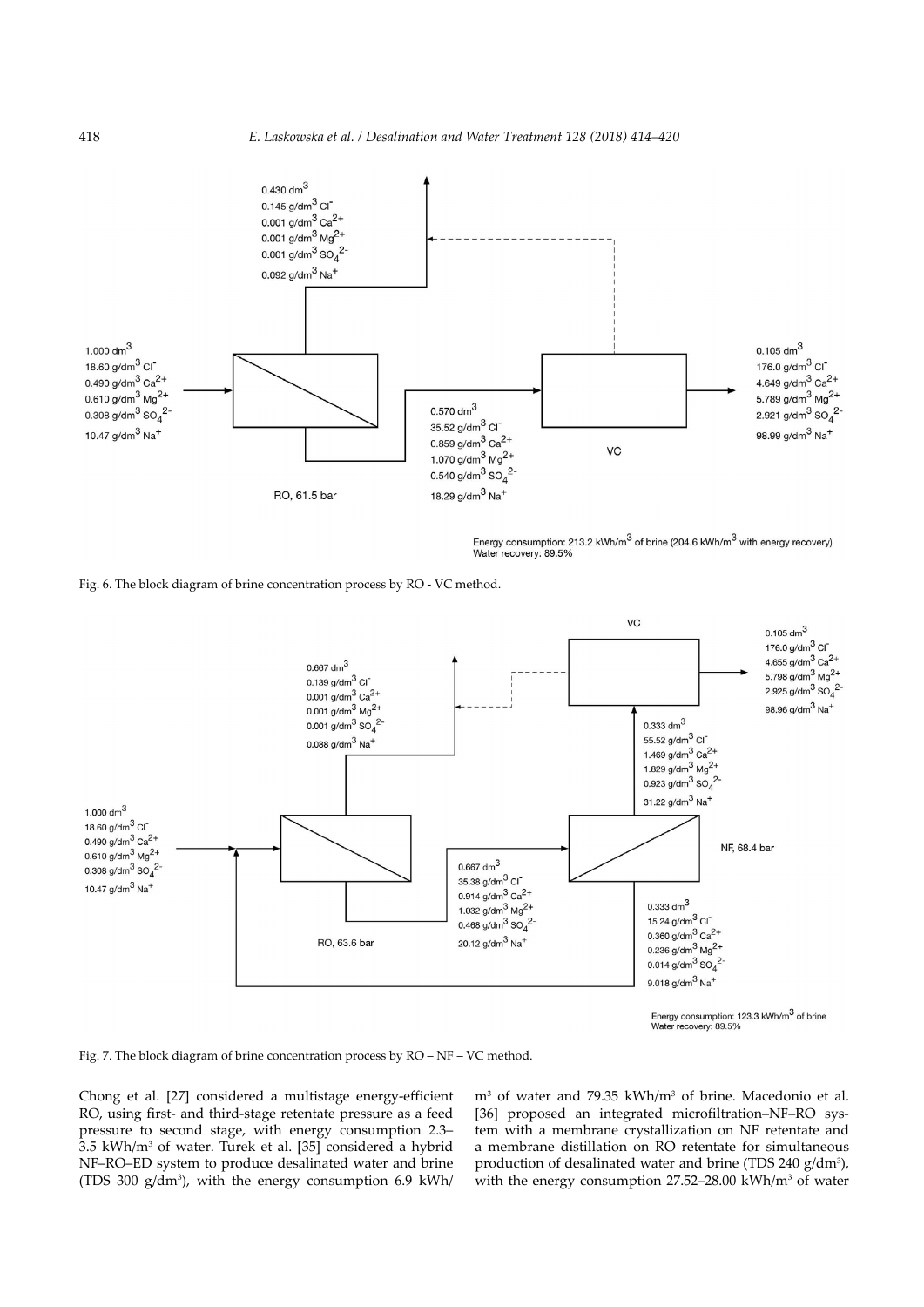Fig. 6. The block diagram of brine concentration process by RO - VC method.

Fig. 7. The block diagram of brine concentration process by RO – NF – VC method.

Chong et al. [27] considered a multistage energy-efficient RO, using first- and third-stage retentate pressure as a feed pressure to second stage, with energy consumption 2.3–3.5 kWh/m$^3$ of water. Turek et al. [35] considered a hybrid NF–RO–ED system to produce desalinated water and brine (TDS 300 g/dm$^3$), with the energy consumption 6.9 kWh/m$^3$ of water and 79.35 kWh/m$^3$ of brine. Macedonio et al. [36] proposed an integrated microfiltration–NF–RO system with a membrane crystallization on NF retentate and a membrane distillation on RO retentate for simultaneous production of desalinated water and brine (TDS 240 g/dm$^3$), with the energy consumption 27.52–28.00 kWh/m$^3$ of water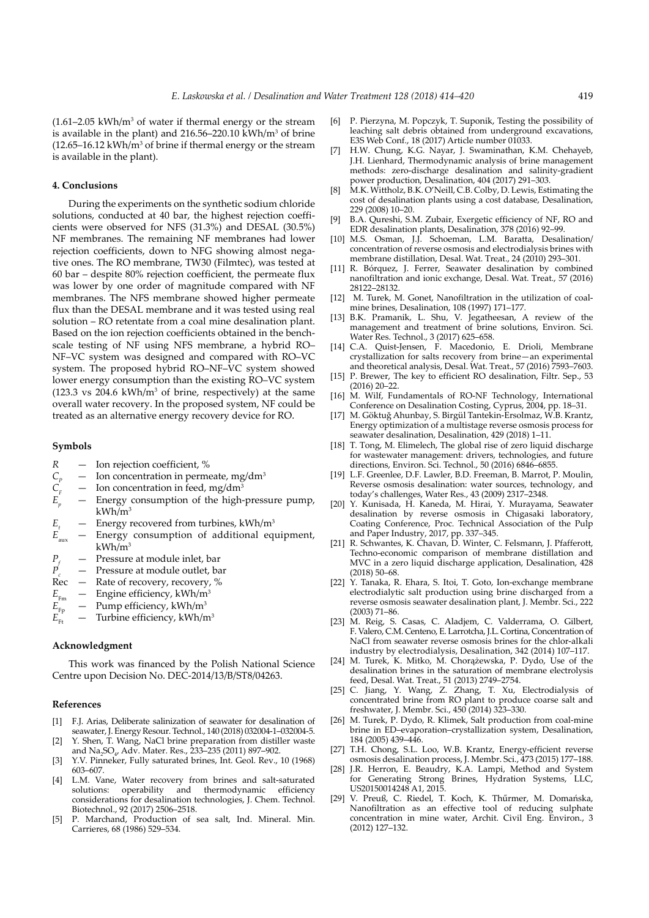(1.61–2.05 kWh/m$^3$ of water if thermal energy or the stream is available in the plant) and 216.56–220.10 kWh/m$^3$ of brine (12.65–16.12 kWh/m$^3$ of brine if thermal energy or the stream is available in the plant).

## 4. Conclusions

During the experiments on the synthetic sodium chloride solutions, conducted at 40 bar, the highest rejection coefficients were observed for NFS (31.3%) and DESAL (30.5%) NF membranes. The remaining NF membranes had lower rejection coefficients, down to NFG showing almost negative ones. The RO membrane, TW30 (Filmtec), was tested at 60 bar – despite 80% rejection coefficient, the permeate flux was lower by one order of magnitude compared with NF membranes. The NFS membrane showed higher permeate flux than the DESAL membrane and it was tested using real solution – RO retentate from a coal mine desalination plant. Based on the ion rejection coefficients obtained in the bench-scale testing of NF using NFS membrane, a hybrid RO–NF–VC system was designed and compared with RO–VC system. The proposed hybrid RO–NF–VC system showed lower energy consumption than the existing RO–VC system (123.3 vs 204.6 kWh/m$^3$ of brine, respectively) at the same overall water recovery. In the proposed system, NF could be treated as an alternative energy recovery device for RO.

## Symbols

- $R$ — Ion rejection coefficient, %
- $C_p$ — Ion concentration in permeate, mg/dm$^3$
- $C_F$ — Ion concentration in feed, mg/dm$^3$
- $E_p$ — Energy consumption of the high-pressure pump, kWh/m$^3$
- $E_t$ — Energy recovered from turbines, kWh/m$^3$
- $E_{aux}$ — Energy consumption of additional equipment, kWh/m$^3$
- $P_f$ — Pressure at module inlet, bar
- $P_c$ — Pressure at module outlet, bar
- Rec — Rate of recovery, recovery, %
- $E_{Fm}$ — Engine efficiency, kWh/m$^3$
- $E_{Fp}$ — Pump efficiency, kWh/m$^3$
- $E_{Ft}$ — Turbine efficiency, kWh/m$^3$

## Acknowledgment

This work was financed by the Polish National Science Centre upon Decision No. DEC-2014/13/B/ST8/04263.

## References

[1] F.J. Arias, Deliberate salinization of seawater for desalination of seawater, J. Energy Resour. Technol., 140 (2018) 032004-1–032004-5.

[2] Y. Shen, T. Wang, NaCl brine preparation from distiller waste and $Na_2SO_4$, Adv. Mater. Res., 233–235 (2011) 897–902.

[3] Y.V. Pinneker, Fully saturated brines, Int. Geol. Rev., 10 (1968) 603–607.

[4] L.M. Vane, Water recovery from brines and salt-saturated solutions: operability and thermodynamic efficiency considerations for desalination technologies, J. Chem. Technol. Biotechnol., 92 (2017) 2506–2518.

[5] P. Marchand, Production of sea salt, Ind. Mineral. Min. Carrieres, 68 (1986) 529–534.

[6] P. Pierzyna, M. Popczyk, T. Suponik, Testing the possibility of leaching salt debris obtained from underground excavations, E3S Web Conf., 18 (2017) Article number 01033.

[7] H.W. Chung, K.G. Nayar, J. Swaminathan, K.M. Chehayeb, J.H. Lienhard, Thermodynamic analysis of brine management methods: zero-discharge desalination and salinity-gradient power production, Desalination, 404 (2017) 291–303.

[8] M.K. Wittholz, B.K. O'Neill, C.B. Colby, D. Lewis, Estimating the cost of desalination plants using a cost database, Desalination, 229 (2008) 10–20.

[9] B.A. Qureshi, S.M. Zubair, Exergetic efficiency of NF, RO and EDR desalination plants, Desalination, 378 (2016) 92–99.

[10] M.S. Osman, J.J. Schoeman, L.M. Baratta, Desalination/concentration of reverse osmosis and electrodialysis brines with membrane distillation, Desal. Wat. Treat., 24 (2010) 293–301.

[11] R. Bórquez, J. Ferrer, Seawater desalination by combined nanofiltration and ionic exchange, Desal. Wat. Treat., 57 (2016) 28122–28132.

[12] M. Turek, M. Gonet, Nanofiltration in the utilization of coal-mine brines, Desalination, 108 (1997) 171–177.

[13] B.K. Pramanik, L. Shu, V. Jegatheesan, A review of the management and treatment of brine solutions, Environ. Sci. Water Res. Technol., 3 (2017) 625–658.

[14] C.A. Quist-Jensen, F. Macedonio, E. Drioli, Membrane crystallization for salts recovery from brine—an experimental and theoretical analysis, Desal. Wat. Treat., 57 (2016) 7593–7603.

[15] P. Brewer, The key to efficient RO desalination, Filtr. Sep., 53 (2016) 20–22.

[16] M. Wilf, Fundamentals of RO-NF Technology, International Conference on Desalination Costing, Cyprus, 2004, pp. 18–31.

[17] M. Göktuğ Ahunbay, S. Birgül Tantekin-Ersolmaz, W.B. Krantz, Energy optimization of a multistage reverse osmosis process for seawater desalination, Desalination, 429 (2018) 1–11.

[18] T. Tong, M. Elimelech, The global rise of zero liquid discharge for wastewater management: drivers, technologies, and future directions, Environ. Sci. Technol., 50 (2016) 6846–6855.

[19] L.F. Greenlee, D.F. Lawler, B.D. Freeman, B. Marrot, P. Moulin, Reverse osmosis desalination: water sources, technology, and today's challenges, Water Res., 43 (2009) 2317–2348.

[20] Y. Kunisada, H. Kaneda, M. Hirai, Y. Murayama, Seawater desalination by reverse osmosis in Chigasaki laboratory, Coating Conference, Proc. Technical Association of the Pulp and Paper Industry, 2017, pp. 337–345.

[21] R. Schwantes, K. Chavan, D. Winter, C. Felsmann, J. Pfafferott, Techno-economic comparison of membrane distillation and MVC in a zero liquid discharge application, Desalination, 428 (2018) 50–68.

[22] Y. Tanaka, R. Ehara, S. Itoi, T. Goto, Ion-exchange membrane electrodialytic salt production using brine discharged from a reverse osmosis seawater desalination plant, J. Membr. Sci., 222 (2003) 71–86.

[23] M. Reig, S. Casas, C. Aladjem, C. Valderrama, O. Gilbert, F. Valero, C.M. Centeno, E. Larrotcha, J.L. Cortina, Concentration of NaCl from seawater reverse osmosis brines for the chlor-alkali industry by electrodialysis, Desalination, 342 (2014) 107–117.

[24] M. Turek, K. Mitko, M. Chorążewska, P. Dydo, Use of the desalination brines in the saturation of membrane electrolysis feed, Desal. Wat. Treat., 51 (2013) 2749–2754.

[25] C. Jiang, Y. Wang, Z. Zhang, T. Xu, Electrodialysis of concentrated brine from RO plant to produce coarse salt and freshwater, J. Membr. Sci., 450 (2014) 323–330.

[26] M. Turek, P. Dydo, R. Klimek, Salt production from coal-mine brine in ED–evaporation–crystallization system, Desalination, 184 (2005) 439–446.

[27] T.H. Chong, S.L. Loo, W.B. Krantz, Energy-efficient reverse osmosis desalination process, J. Membr. Sci., 473 (2015) 177–188.

[28] J.R. Herron, E. Beaudry, K.A. Lampi, Method and System for Generating Strong Brines, Hydration Systems, LLC, US20150014248 A1, 2015.

[29] V. Preuß, C. Riedel, T. Koch, K. Thűrmer, M. Domańska, Nanofiltration as an effective tool of reducing sulphate concentration in mine water, Archit. Civil Eng. Environ., 3 (2012) 127–132.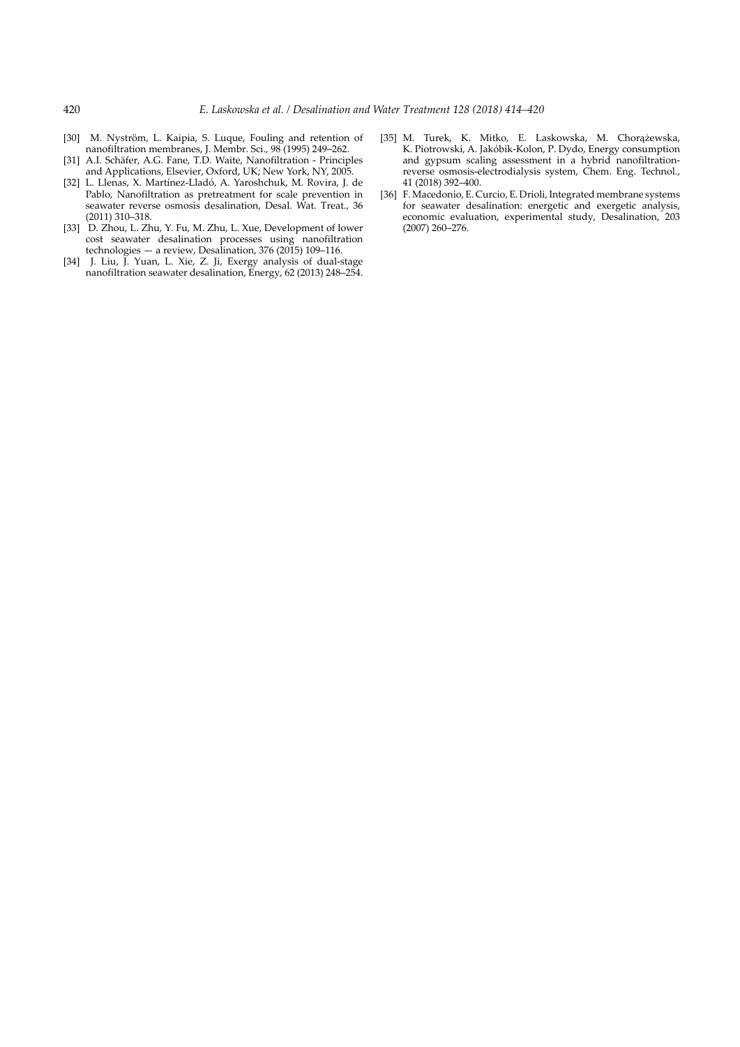[30] M. Nyström, L. Kaipia, S. Luque, Fouling and retention of nanofiltration membranes, J. Membr. Sci., 98 (1995) 249–262.

[31] A.I. Schäfer, A.G. Fane, T.D. Waite, Nanofiltration - Principles and Applications, Elsevier, Oxford, UK; New York, NY, 2005.

[32] L. Llenas, X. Martínez-Lladó, A. Yaroshchuk, M. Rovira, J. de Pablo, Nanofiltration as pretreatment for scale prevention in seawater reverse osmosis desalination, Desal. Wat. Treat., 36 (2011) 310–318.

[33] D. Zhou, L. Zhu, Y. Fu, M. Zhu, L. Xue, Development of lower cost seawater desalination processes using nanofiltration technologies — a review, Desalination, 376 (2015) 109–116.

[34] J. Liu, J. Yuan, L. Xie, Z. Ji, Exergy analysis of dual-stage nanofiltration seawater desalination, Energy, 62 (2013) 248–254.

[35] M. Turek, K. Mitko, E. Laskowska, M. Chorążewska, K. Piotrowski, A. Jakóbik-Kolon, P. Dydo, Energy consumption and gypsum scaling assessment in a hybrid nanofiltration-reverse osmosis-electrodialysis system, Chem. Eng. Technol., 41 (2018) 392–400.

[36] F. Macedonio, E. Curcio, E. Drioli, Integrated membrane systems for seawater desalination: energetic and exergetic analysis, economic evaluation, experimental study, Desalination, 203 (2007) 260–276.